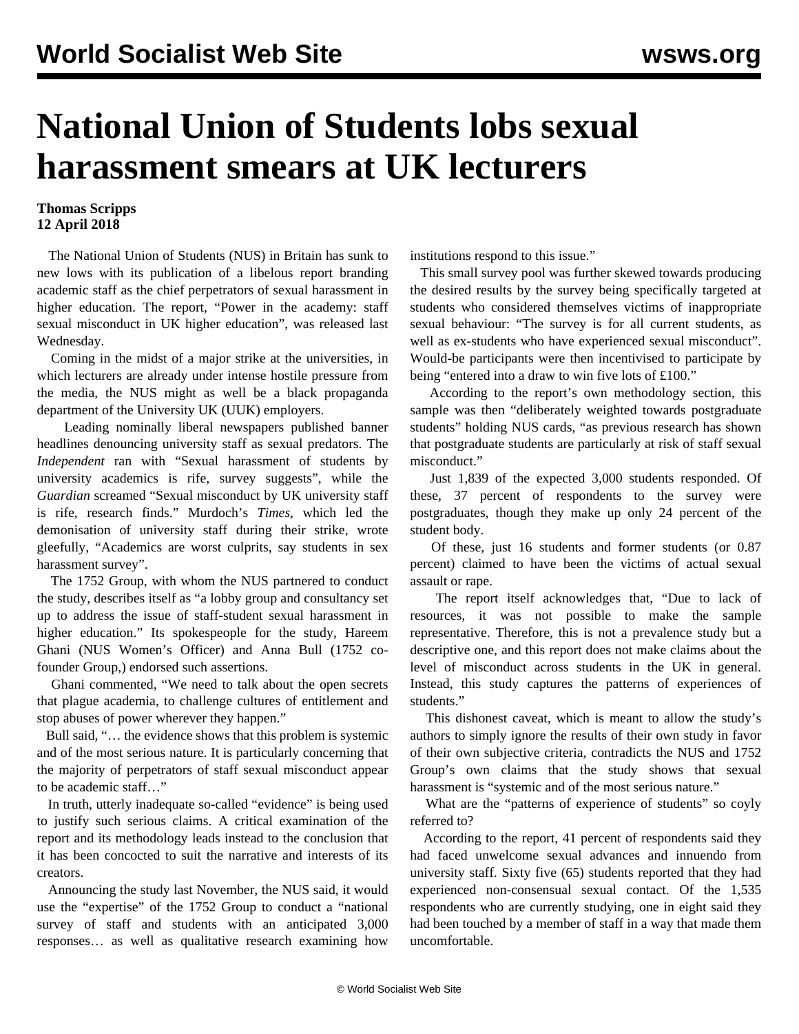# National Union of Students lobs sexual harassment smears at UK lecturers

**Thomas Scripps**
**12 April 2018**

The National Union of Students (NUS) in Britain has sunk to new lows with its publication of a libelous report branding academic staff as the chief perpetrators of sexual harassment in higher education. The report, "Power in the academy: staff sexual misconduct in UK higher education", was released last Wednesday.

Coming in the midst of a major strike at the universities, in which lecturers are already under intense hostile pressure from the media, the NUS might as well be a black propaganda department of the University UK (UUK) employers.

Leading nominally liberal newspapers published banner headlines denouncing university staff as sexual predators. The *Independent* ran with "Sexual harassment of students by university academics is rife, survey suggests", while the *Guardian* screamed "Sexual misconduct by UK university staff is rife, research finds." Murdoch's *Times*, which led the demonisation of university staff during their strike, wrote gleefully, "Academics are worst culprits, say students in sex harassment survey".

The 1752 Group, with whom the NUS partnered to conduct the study, describes itself as "a lobby group and consultancy set up to address the issue of staff-student sexual harassment in higher education." Its spokespeople for the study, Hareem Ghani (NUS Women's Officer) and Anna Bull (1752 co-founder Group,) endorsed such assertions.

Ghani commented, "We need to talk about the open secrets that plague academia, to challenge cultures of entitlement and stop abuses of power wherever they happen."

Bull said, "… the evidence shows that this problem is systemic and of the most serious nature. It is particularly concerning that the majority of perpetrators of staff sexual misconduct appear to be academic staff…"

In truth, utterly inadequate so-called "evidence" is being used to justify such serious claims. A critical examination of the report and its methodology leads instead to the conclusion that it has been concocted to suit the narrative and interests of its creators.

Announcing the study last November, the NUS said, it would use the "expertise" of the 1752 Group to conduct a "national survey of staff and students with an anticipated 3,000 responses… as well as qualitative research examining how institutions respond to this issue."

This small survey pool was further skewed towards producing the desired results by the survey being specifically targeted at students who considered themselves victims of inappropriate sexual behaviour: "The survey is for all current students, as well as ex-students who have experienced sexual misconduct". Would-be participants were then incentivised to participate by being "entered into a draw to win five lots of £100."

According to the report's own methodology section, this sample was then "deliberately weighted towards postgraduate students" holding NUS cards, "as previous research has shown that postgraduate students are particularly at risk of staff sexual misconduct."

Just 1,839 of the expected 3,000 students responded. Of these, 37 percent of respondents to the survey were postgraduates, though they make up only 24 percent of the student body.

Of these, just 16 students and former students (or 0.87 percent) claimed to have been the victims of actual sexual assault or rape.

The report itself acknowledges that, "Due to lack of resources, it was not possible to make the sample representative. Therefore, this is not a prevalence study but a descriptive one, and this report does not make claims about the level of misconduct across students in the UK in general. Instead, this study captures the patterns of experiences of students."

This dishonest caveat, which is meant to allow the study's authors to simply ignore the results of their own study in favor of their own subjective criteria, contradicts the NUS and 1752 Group's own claims that the study shows that sexual harassment is "systemic and of the most serious nature."

What are the "patterns of experience of students" so coyly referred to?

According to the report, 41 percent of respondents said they had faced unwelcome sexual advances and innuendo from university staff. Sixty five (65) students reported that they had experienced non-consensual sexual contact. Of the 1,535 respondents who are currently studying, one in eight said they had been touched by a member of staff in a way that made them uncomfortable.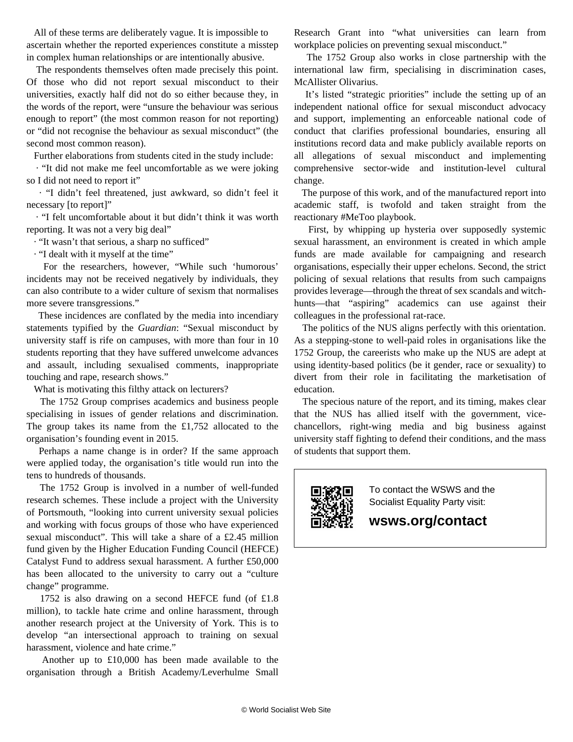All of these terms are deliberately vague. It is impossible to ascertain whether the reported experiences constitute a misstep in complex human relationships or are intentionally abusive.

The respondents themselves often made precisely this point. Of those who did not report sexual misconduct to their universities, exactly half did not do so either because they, in the words of the report, were "unsure the behaviour was serious enough to report" (the most common reason for not reporting) or "did not recognise the behaviour as sexual misconduct" (the second most common reason).

Further elaborations from students cited in the study include:

· "It did not make me feel uncomfortable as we were joking so I did not need to report it"

· "I didn't feel threatened, just awkward, so didn't feel it necessary [to report]"

· "I felt uncomfortable about it but didn't think it was worth reporting. It was not a very big deal"

· "It wasn't that serious, a sharp no sufficed"

· "I dealt with it myself at the time"

For the researchers, however, "While such 'humorous' incidents may not be received negatively by individuals, they can also contribute to a wider culture of sexism that normalises more severe transgressions."

These incidences are conflated by the media into incendiary statements typified by the *Guardian*: "Sexual misconduct by university staff is rife on campuses, with more than four in 10 students reporting that they have suffered unwelcome advances and assault, including sexualised comments, inappropriate touching and rape, research shows."

What is motivating this filthy attack on lecturers?

The 1752 Group comprises academics and business people specialising in issues of gender relations and discrimination. The group takes its name from the £1,752 allocated to the organisation's founding event in 2015.

Perhaps a name change is in order? If the same approach were applied today, the organisation's title would run into the tens to hundreds of thousands.

The 1752 Group is involved in a number of well-funded research schemes. These include a project with the University of Portsmouth, "looking into current university sexual policies and working with focus groups of those who have experienced sexual misconduct". This will take a share of a £2.45 million fund given by the Higher Education Funding Council (HEFCE) Catalyst Fund to address sexual harassment. A further £50,000 has been allocated to the university to carry out a "culture change" programme.

1752 is also drawing on a second HEFCE fund (of £1.8 million), to tackle hate crime and online harassment, through another research project at the University of York. This is to develop "an intersectional approach to training on sexual harassment, violence and hate crime."

Another up to £10,000 has been made available to the organisation through a British Academy/Leverhulme Small Research Grant into "what universities can learn from workplace policies on preventing sexual misconduct."

The 1752 Group also works in close partnership with the international law firm, specialising in discrimination cases, McAllister Olivarius.

It's listed "strategic priorities" include the setting up of an independent national office for sexual misconduct advocacy and support, implementing an enforceable national code of conduct that clarifies professional boundaries, ensuring all institutions record data and make publicly available reports on all allegations of sexual misconduct and implementing comprehensive sector-wide and institution-level cultural change.

The purpose of this work, and of the manufactured report into academic staff, is twofold and taken straight from the reactionary #MeToo playbook.

First, by whipping up hysteria over supposedly systemic sexual harassment, an environment is created in which ample funds are made available for campaigning and research organisations, especially their upper echelons. Second, the strict policing of sexual relations that results from such campaigns provides leverage—through the threat of sex scandals and witch-hunts—that "aspiring" academics can use against their colleagues in the professional rat-race.

The politics of the NUS aligns perfectly with this orientation. As a stepping-stone to well-paid roles in organisations like the 1752 Group, the careerists who make up the NUS are adept at using identity-based politics (be it gender, race or sexuality) to divert from their role in facilitating the marketisation of education.

The specious nature of the report, and its timing, makes clear that the NUS has allied itself with the government, vice-chancellors, right-wing media and big business against university staff fighting to defend their conditions, and the mass of students that support them.

To contact the WSWS and the Socialist Equality Party visit:

**wsws.org/contact**